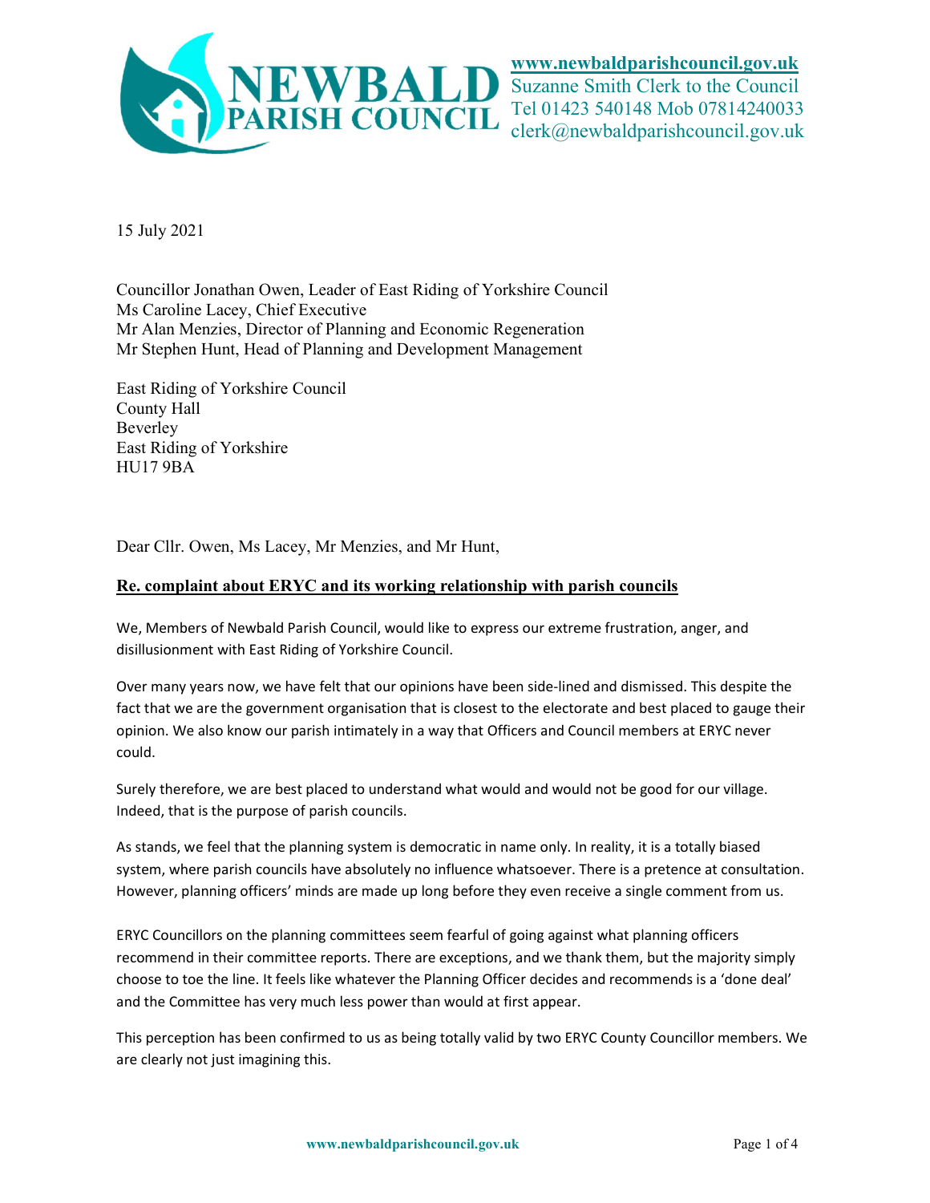**NEWBALD PARISH COUNCIL**

**www.newbaldparishcouncil.gov.uk**
Suzanne Smith Clerk to the Council
Tel 01423 540148 Mob 07814240033
clerk@newbaldparishcouncil.gov.uk

15 July 2021

Councillor Jonathan Owen, Leader of East Riding of Yorkshire Council
Ms Caroline Lacey, Chief Executive
Mr Alan Menzies, Director of Planning and Economic Regeneration
Mr Stephen Hunt, Head of Planning and Development Management

East Riding of Yorkshire Council
County Hall
Beverley
East Riding of Yorkshire
HU17 9BA

Dear Cllr. Owen, Ms Lacey, Mr Menzies, and Mr Hunt,

**Re. complaint about ERYC and its working relationship with parish councils**

We, Members of Newbald Parish Council, would like to express our extreme frustration, anger, and disillusionment with East Riding of Yorkshire Council.

Over many years now, we have felt that our opinions have been side-lined and dismissed. This despite the fact that we are the government organisation that is closest to the electorate and best placed to gauge their opinion. We also know our parish intimately in a way that Officers and Council members at ERYC never could.

Surely therefore, we are best placed to understand what would and would not be good for our village. Indeed, that is the purpose of parish councils.

As stands, we feel that the planning system is democratic in name only. In reality, it is a totally biased system, where parish councils have absolutely no influence whatsoever. There is a pretence at consultation. However, planning officers' minds are made up long before they even receive a single comment from us.

ERYC Councillors on the planning committees seem fearful of going against what planning officers recommend in their committee reports. There are exceptions, and we thank them, but the majority simply choose to toe the line. It feels like whatever the Planning Officer decides and recommends is a 'done deal' and the Committee has very much less power than would at first appear.

This perception has been confirmed to us as being totally valid by two ERYC County Councillor members. We are clearly not just imagining this.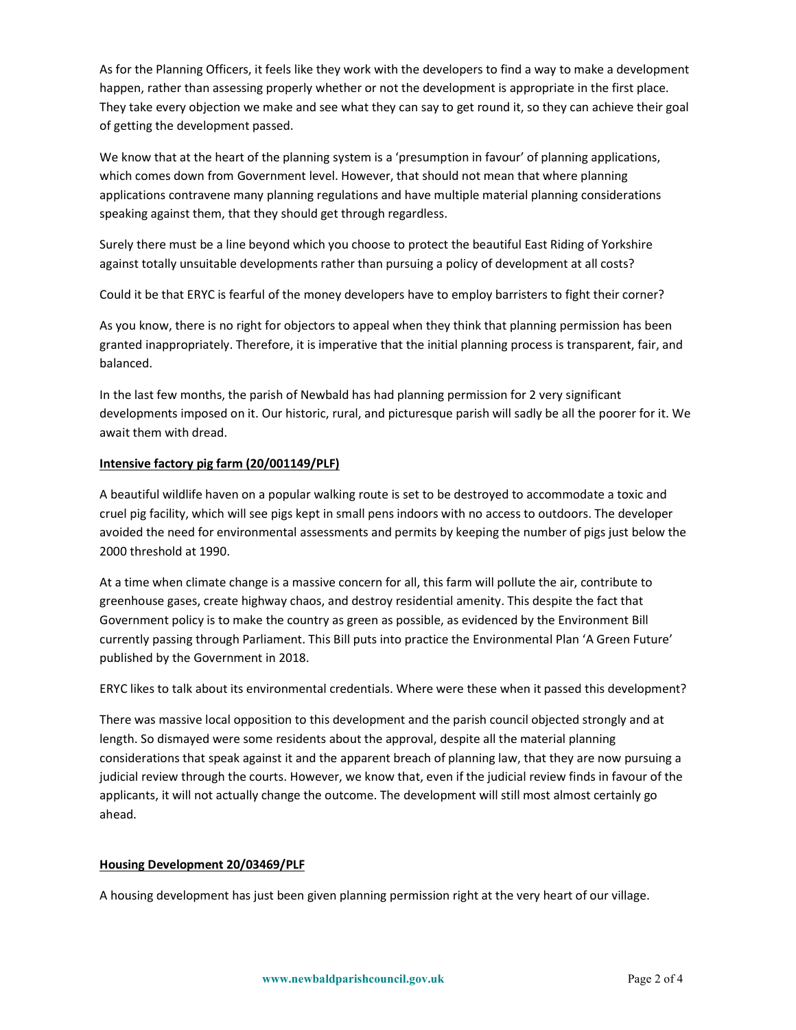As for the Planning Officers, it feels like they work with the developers to find a way to make a development happen, rather than assessing properly whether or not the development is appropriate in the first place. They take every objection we make and see what they can say to get round it, so they can achieve their goal of getting the development passed.

We know that at the heart of the planning system is a 'presumption in favour' of planning applications, which comes down from Government level. However, that should not mean that where planning applications contravene many planning regulations and have multiple material planning considerations speaking against them, that they should get through regardless.

Surely there must be a line beyond which you choose to protect the beautiful East Riding of Yorkshire against totally unsuitable developments rather than pursuing a policy of development at all costs?

Could it be that ERYC is fearful of the money developers have to employ barristers to fight their corner?

As you know, there is no right for objectors to appeal when they think that planning permission has been granted inappropriately. Therefore, it is imperative that the initial planning process is transparent, fair, and balanced.

In the last few months, the parish of Newbald has had planning permission for 2 very significant developments imposed on it. Our historic, rural, and picturesque parish will sadly be all the poorer for it. We await them with dread.

**Intensive factory pig farm (20/001149/PLF)**

A beautiful wildlife haven on a popular walking route is set to be destroyed to accommodate a toxic and cruel pig facility, which will see pigs kept in small pens indoors with no access to outdoors. The developer avoided the need for environmental assessments and permits by keeping the number of pigs just below the 2000 threshold at 1990.

At a time when climate change is a massive concern for all, this farm will pollute the air, contribute to greenhouse gases, create highway chaos, and destroy residential amenity. This despite the fact that Government policy is to make the country as green as possible, as evidenced by the Environment Bill currently passing through Parliament. This Bill puts into practice the Environmental Plan 'A Green Future' published by the Government in 2018.

ERYC likes to talk about its environmental credentials. Where were these when it passed this development?

There was massive local opposition to this development and the parish council objected strongly and at length. So dismayed were some residents about the approval, despite all the material planning considerations that speak against it and the apparent breach of planning law, that they are now pursuing a judicial review through the courts. However, we know that, even if the judicial review finds in favour of the applicants, it will not actually change the outcome. The development will still most almost certainly go ahead.

**Housing Development 20/03469/PLF**

A housing development has just been given planning permission right at the very heart of our village.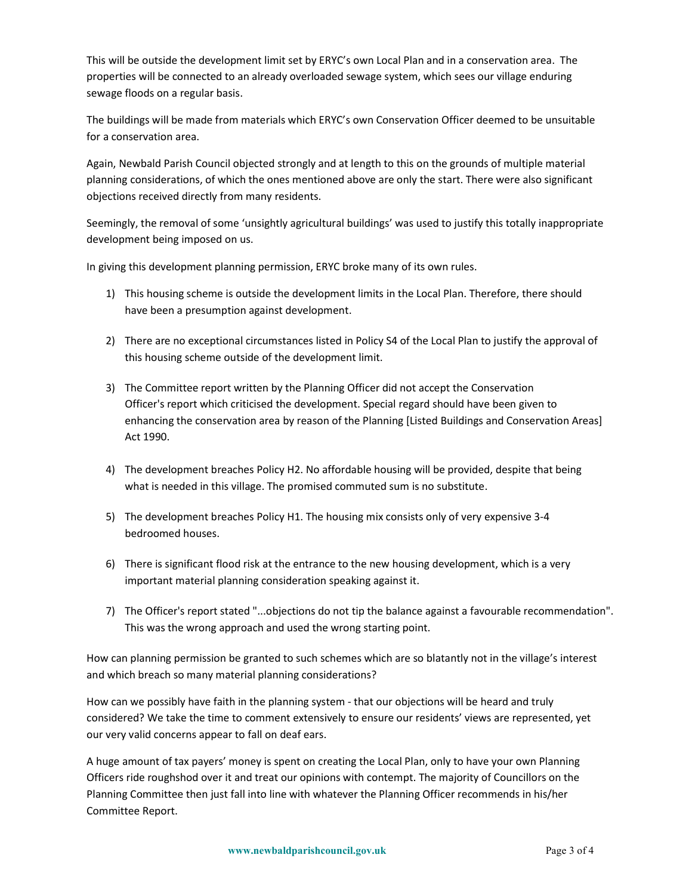This will be outside the development limit set by ERYC's own Local Plan and in a conservation area. The properties will be connected to an already overloaded sewage system, which sees our village enduring sewage floods on a regular basis.

The buildings will be made from materials which ERYC's own Conservation Officer deemed to be unsuitable for a conservation area.

Again, Newbald Parish Council objected strongly and at length to this on the grounds of multiple material planning considerations, of which the ones mentioned above are only the start. There were also significant objections received directly from many residents.

Seemingly, the removal of some 'unsightly agricultural buildings' was used to justify this totally inappropriate development being imposed on us.

In giving this development planning permission, ERYC broke many of its own rules.

1) This housing scheme is outside the development limits in the Local Plan. Therefore, there should have been a presumption against development.

2) There are no exceptional circumstances listed in Policy S4 of the Local Plan to justify the approval of this housing scheme outside of the development limit.

3) The Committee report written by the Planning Officer did not accept the Conservation Officer's report which criticised the development. Special regard should have been given to enhancing the conservation area by reason of the Planning [Listed Buildings and Conservation Areas] Act 1990.

4) The development breaches Policy H2. No affordable housing will be provided, despite that being what is needed in this village. The promised commuted sum is no substitute.

5) The development breaches Policy H1. The housing mix consists only of very expensive 3-4 bedroomed houses.

6) There is significant flood risk at the entrance to the new housing development, which is a very important material planning consideration speaking against it.

7) The Officer's report stated "...objections do not tip the balance against a favourable recommendation". This was the wrong approach and used the wrong starting point.

How can planning permission be granted to such schemes which are so blatantly not in the village's interest and which breach so many material planning considerations?

How can we possibly have faith in the planning system - that our objections will be heard and truly considered? We take the time to comment extensively to ensure our residents' views are represented, yet our very valid concerns appear to fall on deaf ears.

A huge amount of tax payers' money is spent on creating the Local Plan, only to have your own Planning Officers ride roughshod over it and treat our opinions with contempt. The majority of Councillors on the Planning Committee then just fall into line with whatever the Planning Officer recommends in his/her Committee Report.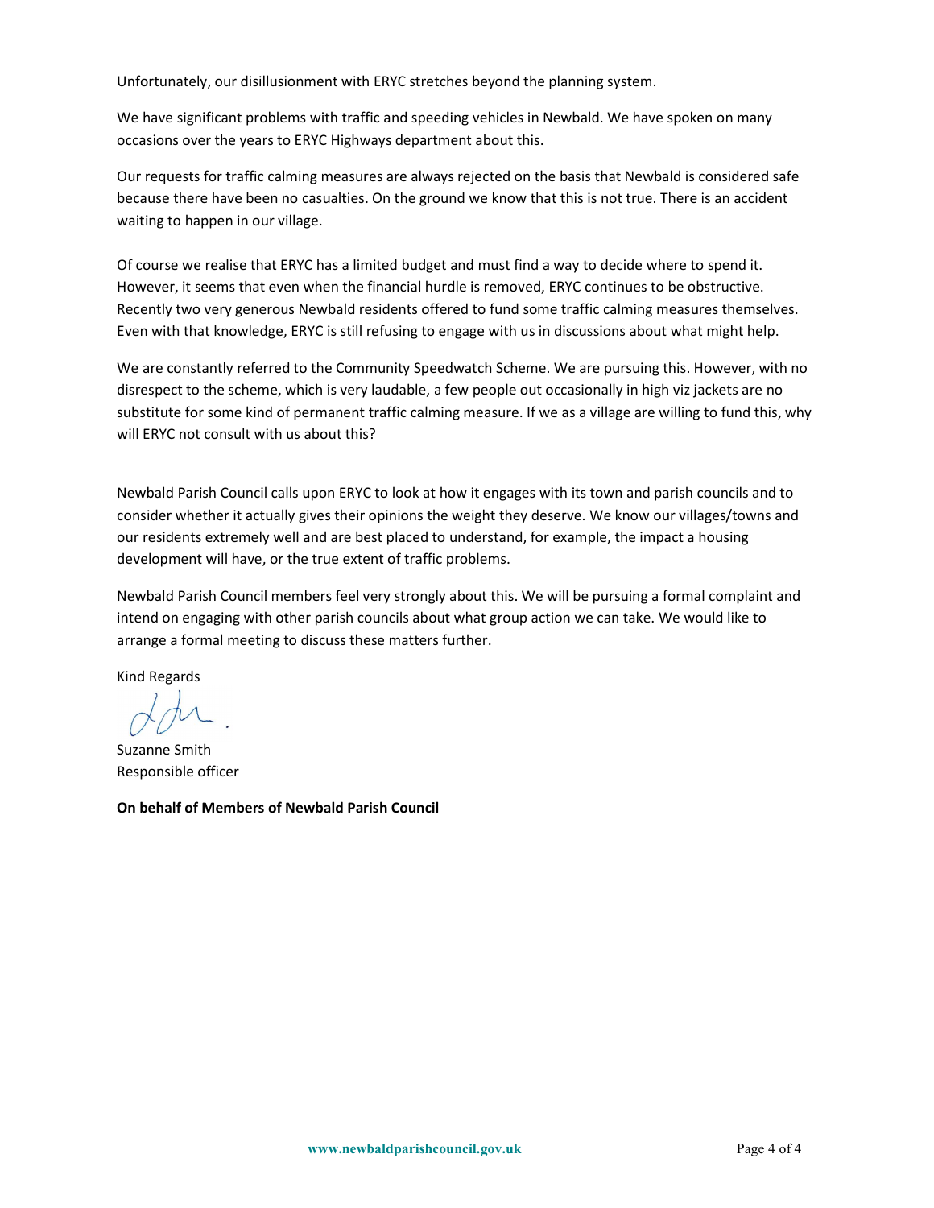Unfortunately, our disillusionment with ERYC stretches beyond the planning system.

We have significant problems with traffic and speeding vehicles in Newbald. We have spoken on many occasions over the years to ERYC Highways department about this.

Our requests for traffic calming measures are always rejected on the basis that Newbald is considered safe because there have been no casualties. On the ground we know that this is not true. There is an accident waiting to happen in our village.

Of course we realise that ERYC has a limited budget and must find a way to decide where to spend it. However, it seems that even when the financial hurdle is removed, ERYC continues to be obstructive. Recently two very generous Newbald residents offered to fund some traffic calming measures themselves. Even with that knowledge, ERYC is still refusing to engage with us in discussions about what might help.

We are constantly referred to the Community Speedwatch Scheme. We are pursuing this. However, with no disrespect to the scheme, which is very laudable, a few people out occasionally in high viz jackets are no substitute for some kind of permanent traffic calming measure. If we as a village are willing to fund this, why will ERYC not consult with us about this?

Newbald Parish Council calls upon ERYC to look at how it engages with its town and parish councils and to consider whether it actually gives their opinions the weight they deserve. We know our villages/towns and our residents extremely well and are best placed to understand, for example, the impact a housing development will have, or the true extent of traffic problems.

Newbald Parish Council members feel very strongly about this. We will be pursuing a formal complaint and intend on engaging with other parish councils about what group action we can take. We would like to arrange a formal meeting to discuss these matters further.

Kind Regards

Suzanne Smith
Responsible officer

**On behalf of Members of Newbald Parish Council**

www.newbaldparishcouncil.gov.uk